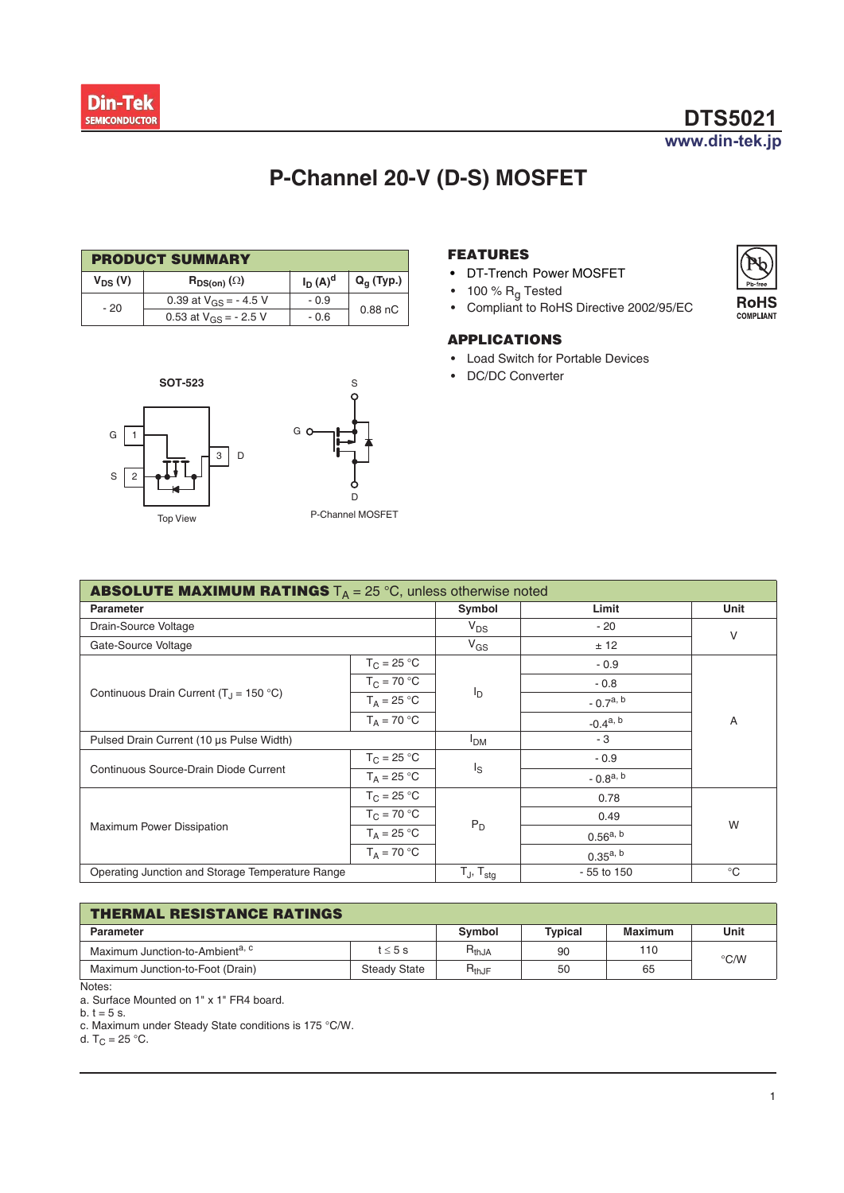# DTS5021

www.din-tek.jp

## P-Channel 20-V (D-S) MOSFET

| PRODUCT SUMMARY | | | |
|---|---|---|---|
| $V_{DS}$ (V) | $R_{DS(on)}$ (Ω) | $I_D$ (A)[d] | $Q_g$ (Typ.) |
| - 20 | 0.39 at $V_{GS}$ = - 4.5 V | - 0.9 | 0.88 nC |
| | 0.53 at $V_{GS}$ = - 2.5 V | - 0.6 | |

### FEATURES

- DT-Trench Power MOSFET
- 100 % $R_g$ Tested
- Compliant to RoHS Directive 2002/95/EC

RoHS COMPLIANT

### APPLICATIONS

- Load Switch for Portable Devices
- DC/DC Converter

SOT-523

G 1, S 2, 3 D

Top View

P-Channel MOSFET

| ABSOLUTE MAXIMUM RATINGS $T_A$ = 25 °C, unless otherwise noted | | | | |
|---|---|---|---|---|
| Parameter | | Symbol | Limit | Unit |
| Drain-Source Voltage | | $V_{DS}$ | - 20 | V |
| Gate-Source Voltage | | $V_{GS}$ | ± 12 | |
| Continuous Drain Current ($T_J$ = 150 °C) | $T_C$ = 25 °C | $I_D$ | - 0.9 | A |
| | $T_C$ = 70 °C | | - 0.8 | |
| | $T_A$ = 25 °C | | - 0.7[a, b] | |
| | $T_A$ = 70 °C | | -0.4[a, b] | |
| Pulsed Drain Current (10 µs Pulse Width) | | $I_{DM}$ | - 3 | |
| Continuous Source-Drain Diode Current | $T_C$ = 25 °C | $I_S$ | - 0.9 | |
| | $T_A$ = 25 °C | | - 0.8[a, b] | |
| Maximum Power Dissipation | $T_C$ = 25 °C | $P_D$ | 0.78 | W |
| | $T_C$ = 70 °C | | 0.49 | |
| | $T_A$ = 25 °C | | 0.56[a, b] | |
| | $T_A$ = 70 °C | | 0.35[a, b] | |
| Operating Junction and Storage Temperature Range | | $T_J$, $T_{stg}$ | - 55 to 150 | °C |

| THERMAL RESISTANCE RATINGS | | | | | |
|---|---|---|---|---|---|
| Parameter | | Symbol | Typical | Maximum | Unit |
| Maximum Junction-to-Ambient[a, c] | t ≤ 5 s | $R_{thJA}$ | 90 | 110 | °C/W |
| Maximum Junction-to-Foot (Drain) | Steady State | $R_{thJF}$ | 50 | 65 | |

Notes:
a. Surface Mounted on 1" x 1" FR4 board.
b. t = 5 s.
c. Maximum under Steady State conditions is 175 °C/W.
d. $T_C$ = 25 °C.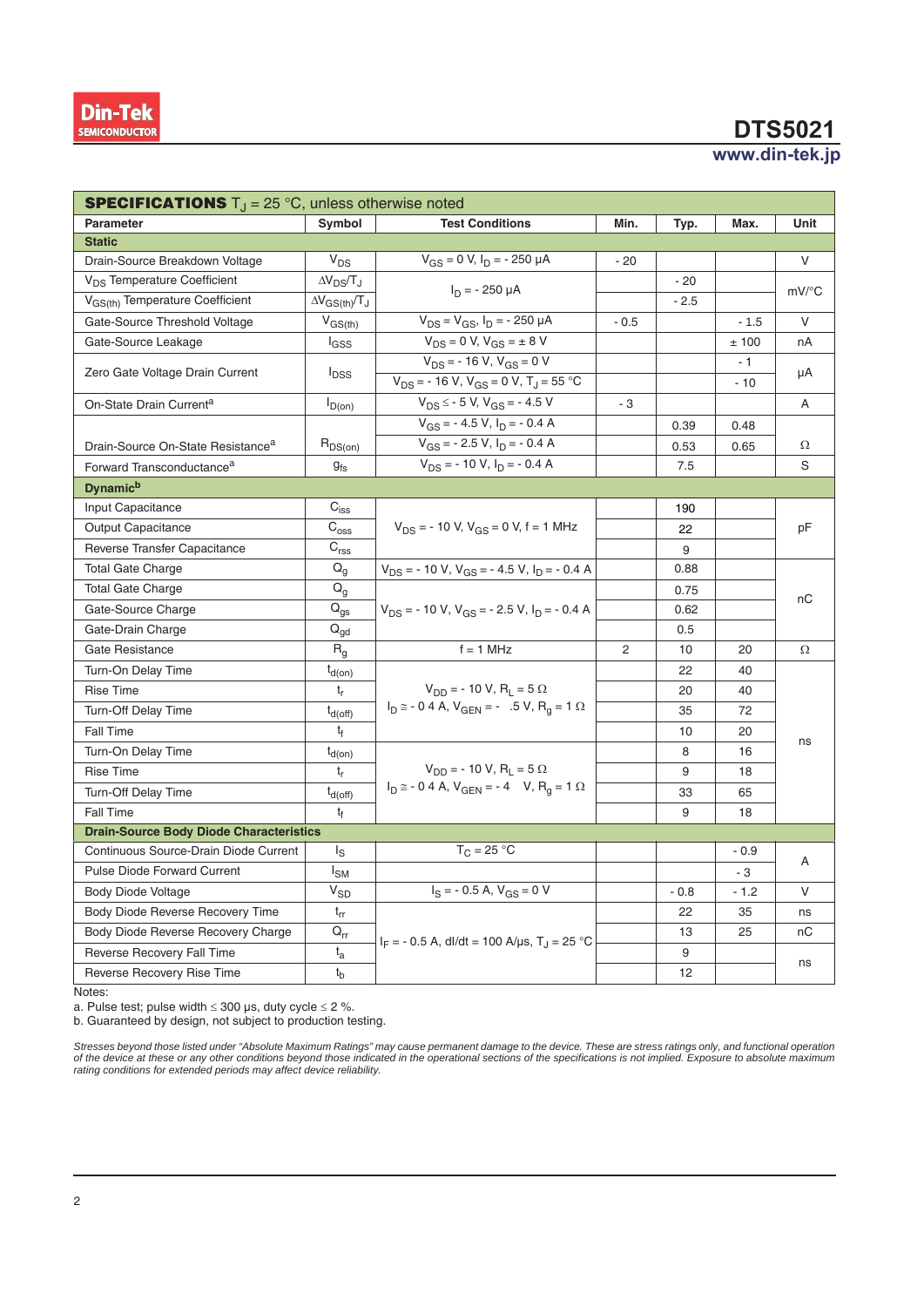## SPECIFICATIONS $T_J$ = 25 °C, unless otherwise noted

| Parameter | Symbol | Test Conditions | Min. | Typ. | Max. | Unit |
|---|---|---|---|---|---|---|
| **Static** | | | | | | |
| Drain-Source Breakdown Voltage | $V_{DS}$ | $V_{GS}$ = 0 V, $I_D$ = - 250 µA | - 20 | | | V |
| $V_{DS}$ Temperature Coefficient | $\Delta V_{DS}/T_J$ | $I_D$ = - 250 µA | | - 20 | | mV/°C |
| $V_{GS(th)}$ Temperature Coefficient | $\Delta V_{GS(th)}/T_J$ | | | - 2.5 | | |
| Gate-Source Threshold Voltage | $V_{GS(th)}$ | $V_{DS}$ = $V_{GS}$, $I_D$ = - 250 µA | - 0.5 | | - 1.5 | V |
| Gate-Source Leakage | $I_{GSS}$ | $V_{DS}$ = 0 V, $V_{GS}$ = ± 8 V | | | ± 100 | nA |
| Zero Gate Voltage Drain Current | $I_{DSS}$ | $V_{DS}$ = - 16 V, $V_{GS}$ = 0 V | | | - 1 | µA |
| | | $V_{DS}$ = - 16 V, $V_{GS}$ = 0 V, $T_J$ = 55 °C | | | - 10 | |
| On-State Drain Current[a] | $I_{D(on)}$ | $V_{DS} \leq$ - 5 V, $V_{GS}$ = - 4.5 V | - 3 | | | A |
| Drain-Source On-State Resistance[a] | $R_{DS(on)}$ | $V_{GS}$ = - 4.5 V, $I_D$ = - 0.4 A | | 0.39 | 0.48 | Ω |
| | | $V_{GS}$ = - 2.5 V, $I_D$ = - 0.4 A | | 0.53 | 0.65 | |
| Forward Transconductance[a] | $g_{fs}$ | $V_{DS}$ = - 10 V, $I_D$ = - 0.4 A | | 7.5 | | S |
| **Dynamic[b]** | | | | | | |
| Input Capacitance | $C_{iss}$ | $V_{DS}$ = - 10 V, $V_{GS}$ = 0 V, f = 1 MHz | | 190 | | pF |
| Output Capacitance | $C_{oss}$ | | | 22 | | |
| Reverse Transfer Capacitance | $C_{rss}$ | | | 9 | | |
| Total Gate Charge | $Q_g$ | $V_{DS}$ = - 10 V, $V_{GS}$ = - 4.5 V, $I_D$ = - 0.4 A | | 0.88 | | nC |
| Total Gate Charge | $Q_g$ | $V_{DS}$ = - 10 V, $V_{GS}$ = - 2.5 V, $I_D$ = - 0.4 A | | 0.75 | | |
| Gate-Source Charge | $Q_{gs}$ | | | 0.62 | | |
| Gate-Drain Charge | $Q_{gd}$ | | | 0.5 | | |
| Gate Resistance | $R_g$ | f = 1 MHz | 2 | 10 | 20 | Ω |
| Turn-On Delay Time | $t_{d(on)}$ | $V_{DD}$ = - 10 V, $R_L$ = 5 Ω, $I_D \cong$ - 0 4 A, $V_{GEN}$ = - .5 V, $R_g$ = 1 Ω | | 22 | 40 | ns |
| Rise Time | $t_r$ | | | 20 | 40 | |
| Turn-Off Delay Time | $t_{d(off)}$ | | | 35 | 72 | |
| Fall Time | $t_f$ | | | 10 | 20 | |
| Turn-On Delay Time | $t_{d(on)}$ | $V_{DD}$ = - 10 V, $R_L$ = 5 Ω, $I_D \cong$ - 0 4 A, $V_{GEN}$ = - 4 V, $R_g$ = 1 Ω | | 8 | 16 | |
| Rise Time | $t_r$ | | | 9 | 18 | |
| Turn-Off Delay Time | $t_{d(off)}$ | | | 33 | 65 | |
| Fall Time | $t_f$ | | | 9 | 18 | |
| **Drain-Source Body Diode Characteristics** | | | | | | |
| Continuous Source-Drain Diode Current | $I_S$ | $T_C$ = 25 °C | | | - 0.9 | A |
| Pulse Diode Forward Current | $I_{SM}$ | | | | - 3 | |
| Body Diode Voltage | $V_{SD}$ | $I_S$ = - 0.5 A, $V_{GS}$ = 0 V | | - 0.8 | - 1.2 | V |
| Body Diode Reverse Recovery Time | $t_{rr}$ | $I_F$ = - 0.5 A, dI/dt = 100 A/µs, $T_J$ = 25 °C | | 22 | 35 | ns |
| Body Diode Reverse Recovery Charge | $Q_{rr}$ | | | 13 | 25 | nC |
| Reverse Recovery Fall Time | $t_a$ | | | 9 | | ns |
| Reverse Recovery Rise Time | $t_b$ | | | 12 | | |

Notes:
a. Pulse test; pulse width ≤ 300 µs, duty cycle ≤ 2 %.
b. Guaranteed by design, not subject to production testing.

*Stresses beyond those listed under "Absolute Maximum Ratings" may cause permanent damage to the device. These are stress ratings only, and functional operation of the device at these or any other conditions beyond those indicated in the operational sections of the specifications is not implied. Exposure to absolute maximum rating conditions for extended periods may affect device reliability.*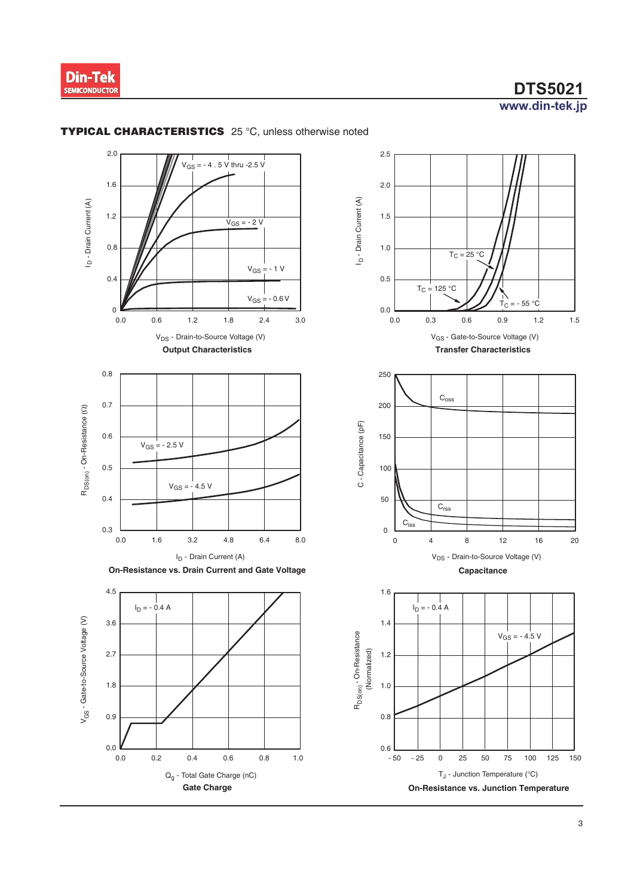## TYPICAL CHARACTERISTICS 25 °C, unless otherwise noted

$V_{GS}$ = - 4 . 5 V thru -2.5 V

$V_{GS}$ = - 2 V

$V_{GS}$ = - 1 V

$V_{GS}$ = - 0.6 V

$I_D$ - Drain Current (A)

$V_{DS}$ - Drain-to-Source Voltage (V)

**Output Characteristics**

$T_C$ = 25 °C

$T_C$ = 125 °C

$T_C$ = - 55 °C

$I_D$ - Drain Current (A)

$V_{GS}$ - Gate-to-Source Voltage (V)

**Transfer Characteristics**

$V_{GS}$ = - 2.5 V

$V_{GS}$ = - 4.5 V

$R_{DS(on)}$ - On-Resistance (Ω)

$I_D$ - Drain Current (A)

**On-Resistance vs. Drain Current and Gate Voltage**

$C_{oss}$

$C_{rss}$

$C_{iss}$

C - Capacitance (pF)

$V_{DS}$ - Drain-to-Source Voltage (V)

**Capacitance**

$I_D$ = - 0.4 A

$V_{GS}$ - Gate-to-Source Voltage (V)

$Q_g$ - Total Gate Charge (nC)

**Gate Charge**

$I_D$ = - 0.4 A

$V_{GS}$ = - 4.5 V

$R_{DS(on)}$ - On-Resistance (Normalized)

$T_J$ - Junction Temperature (°C)

**On-Resistance vs. Junction Temperature**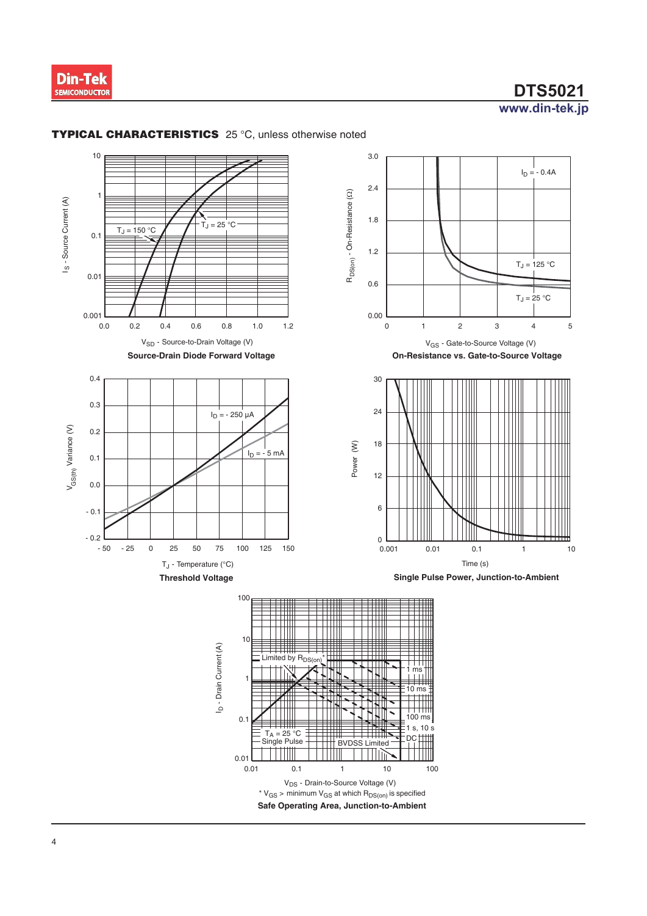**TYPICAL CHARACTERISTICS** 25 °C, unless otherwise noted

$I_S$ - Source Current (A)

$T_J$ = 150 °C

$T_J$ = 25 °C

$V_{SD}$ - Source-to-Drain Voltage (V)

**Source-Drain Diode Forward Voltage**

$R_{DS(on)}$ - On-Resistance (Ω)

$I_D$ = - 0.4A

$T_J$ = 125 °C

$T_J$ = 25 °C

$V_{GS}$ - Gate-to-Source Voltage (V)

**On-Resistance vs. Gate-to-Source Voltage**

$V_{GS(th)}$ Variance (V)

$I_D$ = - 250 µA

$I_D$ = - 5 mA

$T_J$ - Temperature (°C)

**Threshold Voltage**

Power (W)

Time (s)

**Single Pulse Power, Junction-to-Ambient**

$I_D$ - Drain Current (A)

Limited by $R_{DS(on)}$*

1 ms

10 ms

100 ms

1 s, 10 s

DC

$T_A$ = 25 °C

Single Pulse

BVDSS Limited

$V_{DS}$ - Drain-to-Source Voltage (V)

* $V_{GS}$ > minimum $V_{GS}$ at which $R_{DS(on)}$ is specified

**Safe Operating Area, Junction-to-Ambient**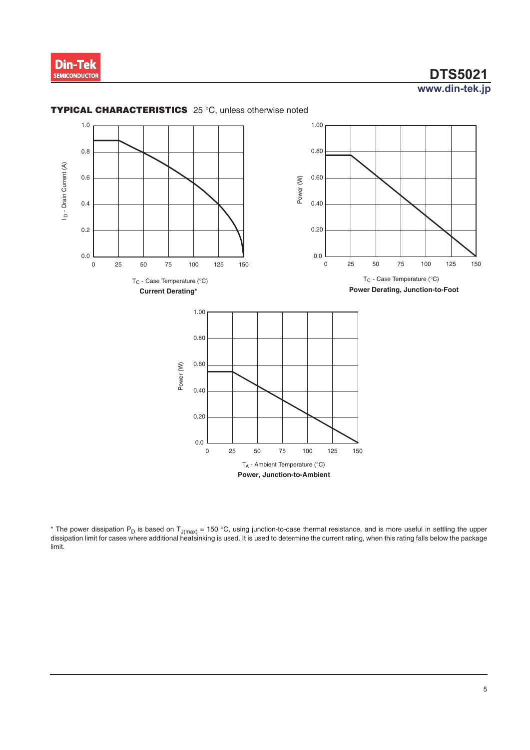## TYPICAL CHARACTERISTICS 25 °C, unless otherwise noted

**Current Derating***

**Power Derating, Junction-to-Foot**

**Power, Junction-to-Ambient**

* The power dissipation $P_D$ is based on $T_{J(max)}$ = 150 °C, using junction-to-case thermal resistance, and is more useful in settling the upper dissipation limit for cases where additional heatsinking is used. It is used to determine the current rating, when this rating falls below the package limit.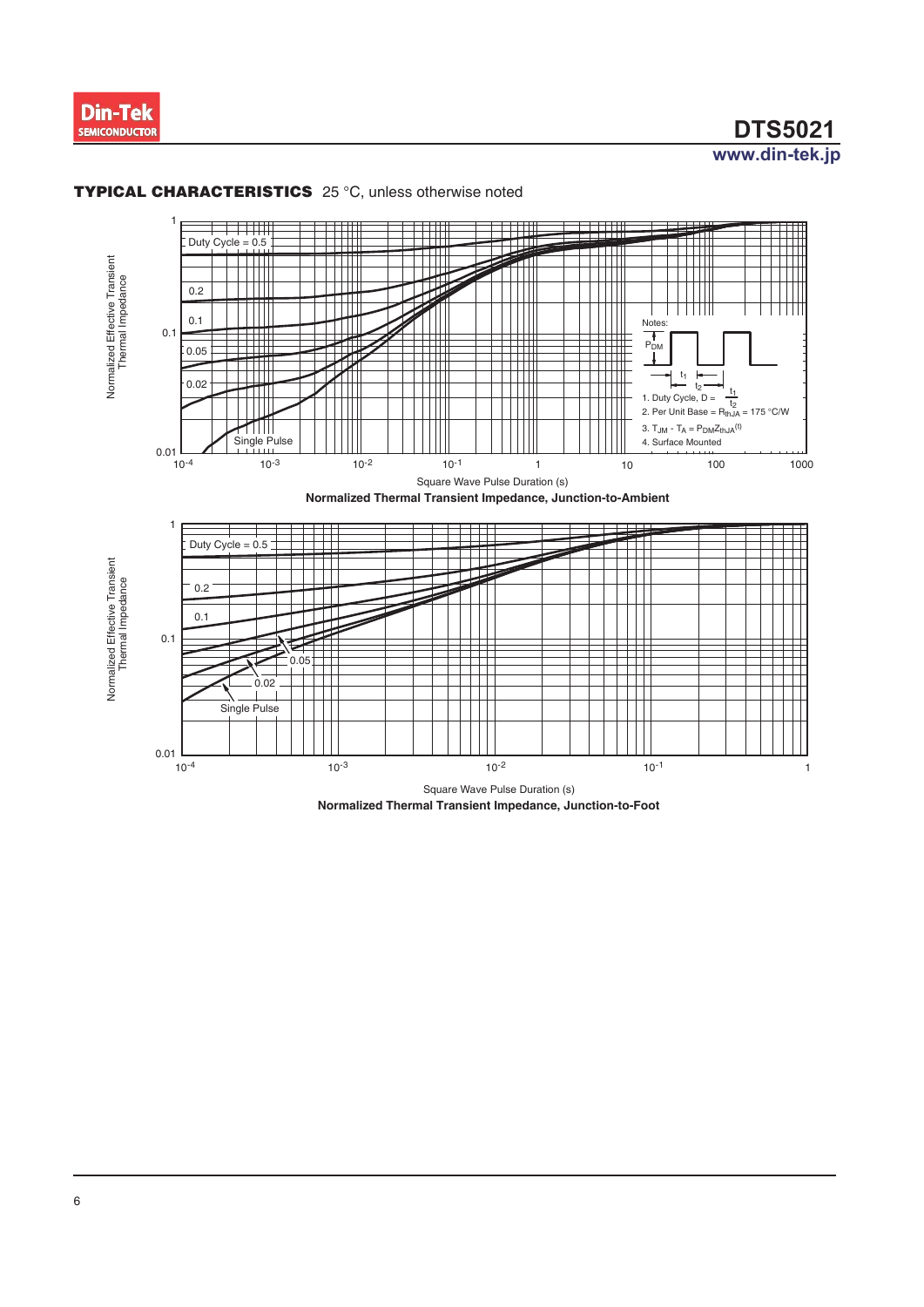## TYPICAL CHARACTERISTICS 25 °C, unless otherwise noted

Normalized Effective Transient Thermal Impedance

Duty Cycle = 0.5

0.2

0.1

0.05

0.02

Single Pulse

Notes:

$P_{DM}$

$t_1$

$t_2$

1. Duty Cycle, D = $\frac{t_1}{t_2}$
2. Per Unit Base = $R_{thJA}$ = 175 °C/W
3. $T_{JM} - T_A = P_{DM}Z_{thJA}^{(t)}$
4. Surface Mounted

Square Wave Pulse Duration (s)

**Normalized Thermal Transient Impedance, Junction-to-Ambient**

Normalized Effective Transient Thermal Impedance

Duty Cycle = 0.5

0.2

0.1

0.05

0.02

Single Pulse

Square Wave Pulse Duration (s)

**Normalized Thermal Transient Impedance, Junction-to-Foot**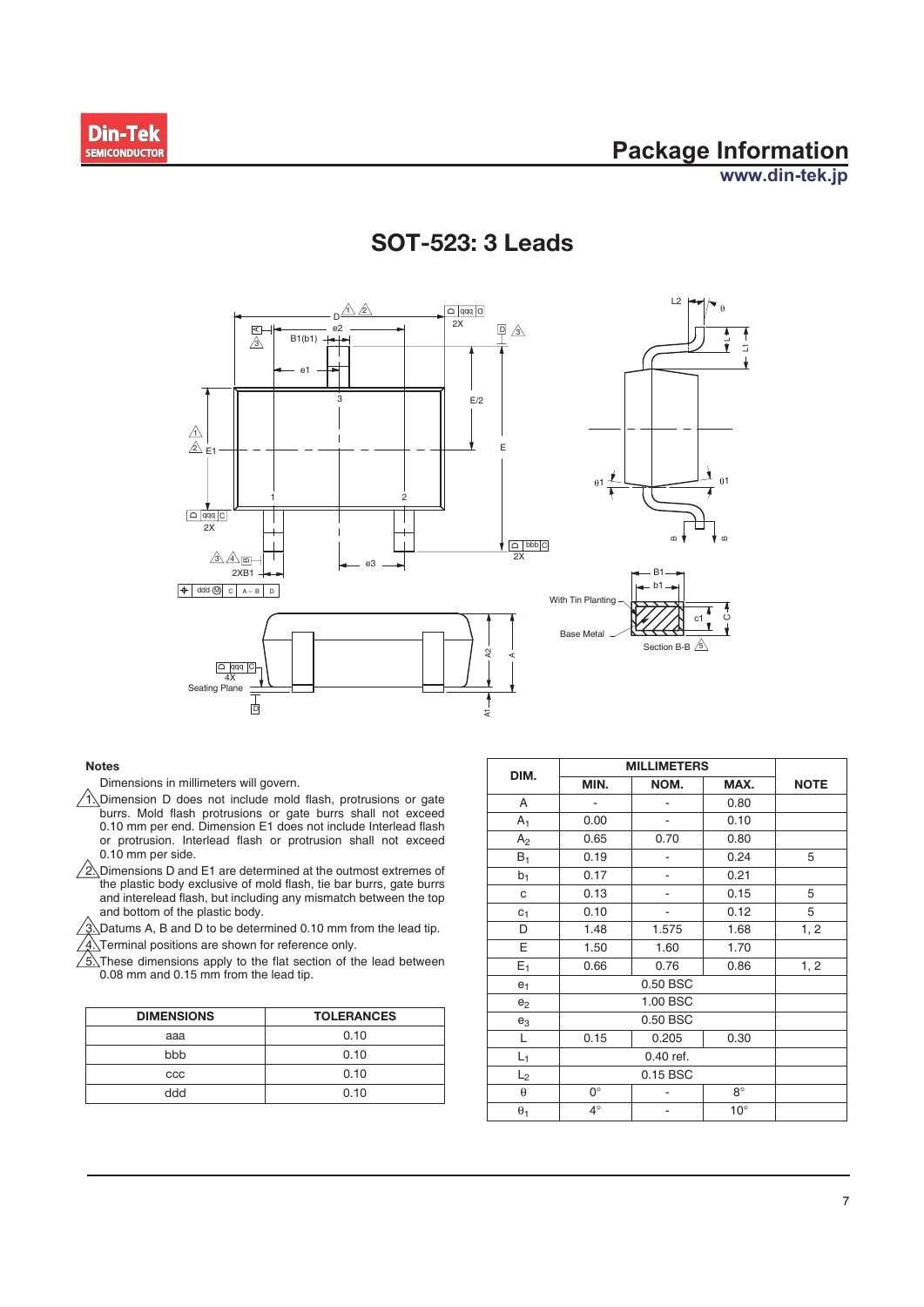# SOT-523: 3 Leads

### Notes

Dimensions in millimeters will govern.

1. Dimension D does not include mold flash, protrusions or gate burrs. Mold flash protrusions or gate burrs shall not exceed 0.10 mm per end. Dimension E1 does not include Interlead flash or protrusion. Interlead flash or protrusion shall not exceed 0.10 mm per side.
2. Dimensions D and E1 are determined at the outmost extremes of the plastic body exclusive of mold flash, tie bar burrs, gate burrs and interelead flash, but including any mismatch between the top and bottom of the plastic body.
3. Datums A, B and D to be determined 0.10 mm from the lead tip.
4. Terminal positions are shown for reference only.
5. These dimensions apply to the flat section of the lead between 0.08 mm and 0.15 mm from the lead tip.

| DIMENSIONS | TOLERANCES |
|---|---|
| aaa | 0.10 |
| bbb | 0.10 |
| ccc | 0.10 |
| ddd | 0.10 |

| DIM. | MILLIMETERS | | | NOTE |
|---|---|---|---|---|
| | MIN. | NOM. | MAX. | |
| A | - | - | 0.80 | |
| $A_1$ | 0.00 | - | 0.10 | |
| $A_2$ | 0.65 | 0.70 | 0.80 | |
| $B_1$ | 0.19 | - | 0.24 | 5 |
| $b_1$ | 0.17 | - | 0.21 | |
| c | 0.13 | - | 0.15 | 5 |
| $c_1$ | 0.10 | - | 0.12 | 5 |
| D | 1.48 | 1.575 | 1.68 | 1, 2 |
| E | 1.50 | 1.60 | 1.70 | |
| $E_1$ | 0.66 | 0.76 | 0.86 | 1, 2 |
| $e_1$ | 0.50 BSC | | | |
| $e_2$ | 1.00 BSC | | | |
| $e_3$ | 0.50 BSC | | | |
| L | 0.15 | 0.205 | 0.30 | |
| $L_1$ | 0.40 ref. | | | |
| $L_2$ | 0.15 BSC | | | |
| $\theta$ | 0° | - | 8° | |
| $\theta_1$ | 4° | - | 10° | |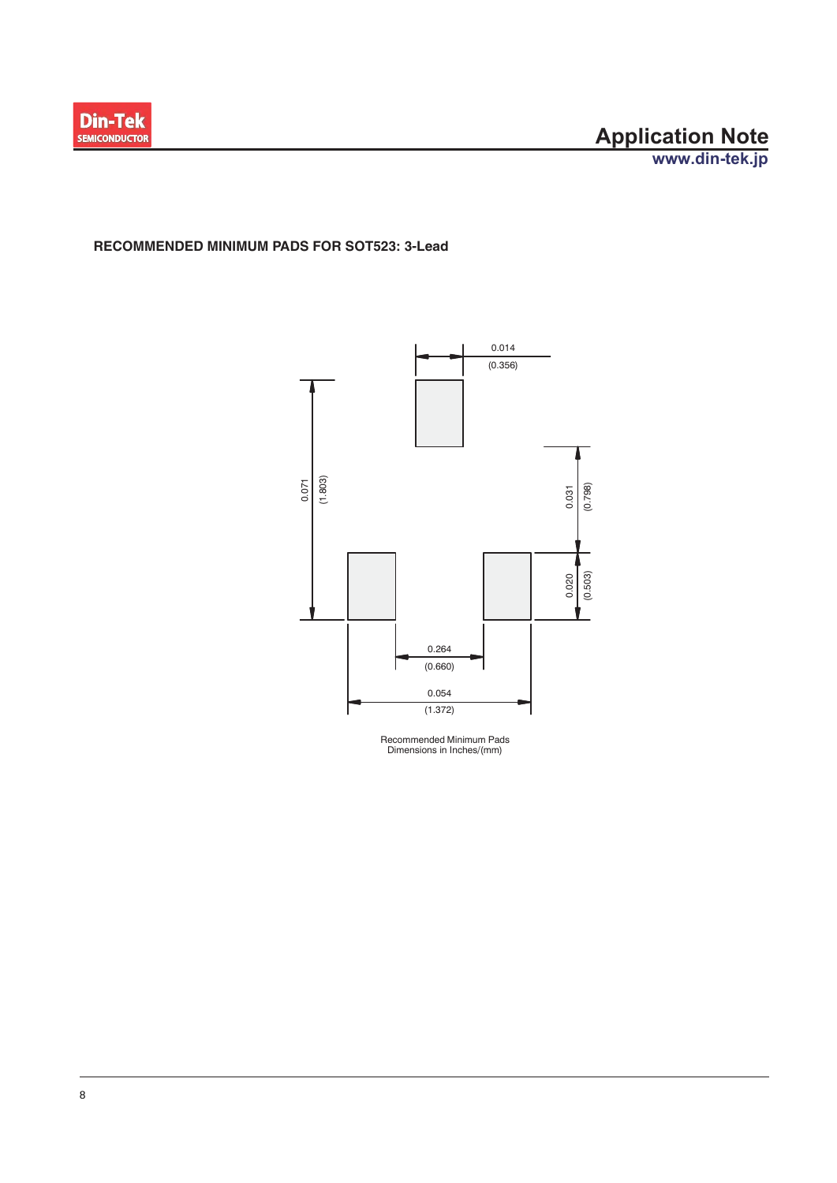## RECOMMENDED MINIMUM PADS FOR SOT523: 3-Lead

0.014
(0.356)

0.071
(1.803)

0.031
(0.798)

0.020
(0.503)

0.264
(0.660)

0.054
(1.372)

Recommended Minimum Pads
Dimensions in Inches/(mm)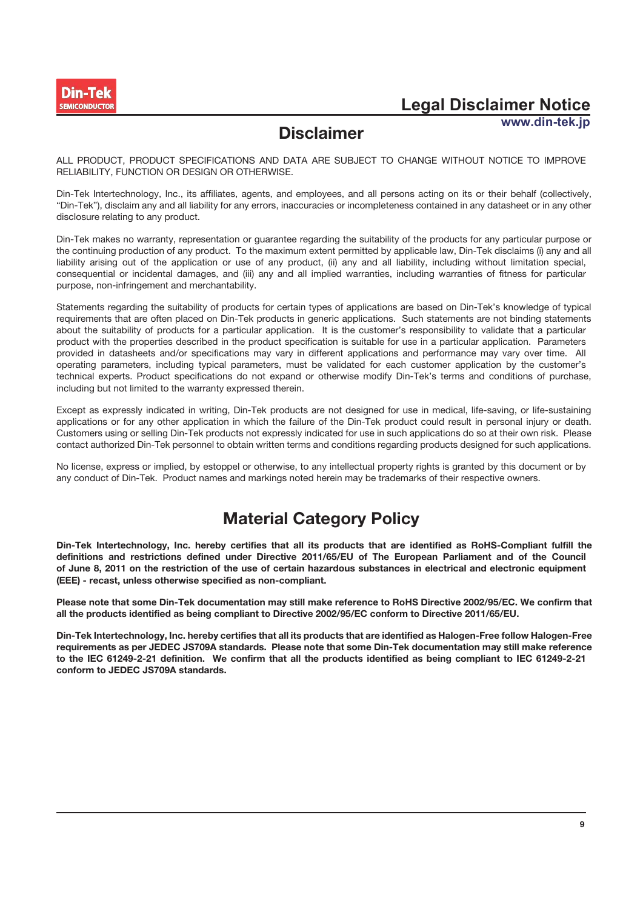Din-Tek
SEMICONDUCTOR

# Legal Disclaimer Notice

www.din-tek.jp

## Disclaimer

ALL PRODUCT, PRODUCT SPECIFICATIONS AND DATA ARE SUBJECT TO CHANGE WITHOUT NOTICE TO IMPROVE RELIABILITY, FUNCTION OR DESIGN OR OTHERWISE.

Din-Tek Intertechnology, Inc., its affiliates, agents, and employees, and all persons acting on its or their behalf (collectively, "Din-Tek"), disclaim any and all liability for any errors, inaccuracies or incompleteness contained in any datasheet or in any other disclosure relating to any product.

Din-Tek makes no warranty, representation or guarantee regarding the suitability of the products for any particular purpose or the continuing production of any product. To the maximum extent permitted by applicable law, Din-Tek disclaims (i) any and all liability arising out of the application or use of any product, (ii) any and all liability, including without limitation special, consequential or incidental damages, and (iii) any and all implied warranties, including warranties of fitness for particular purpose, non-infringement and merchantability.

Statements regarding the suitability of products for certain types of applications are based on Din-Tek's knowledge of typical requirements that are often placed on Din-Tek products in generic applications. Such statements are not binding statements about the suitability of products for a particular application. It is the customer's responsibility to validate that a particular product with the properties described in the product specification is suitable for use in a particular application. Parameters provided in datasheets and/or specifications may vary in different applications and performance may vary over time. All operating parameters, including typical parameters, must be validated for each customer application by the customer's technical experts. Product specifications do not expand or otherwise modify Din-Tek's terms and conditions of purchase, including but not limited to the warranty expressed therein.

Except as expressly indicated in writing, Din-Tek products are not designed for use in medical, life-saving, or life-sustaining applications or for any other application in which the failure of the Din-Tek product could result in personal injury or death. Customers using or selling Din-Tek products not expressly indicated for use in such applications do so at their own risk. Please contact authorized Din-Tek personnel to obtain written terms and conditions regarding products designed for such applications.

No license, express or implied, by estoppel or otherwise, to any intellectual property rights is granted by this document or by any conduct of Din-Tek. Product names and markings noted herein may be trademarks of their respective owners.

## Material Category Policy

**Din-Tek Intertechnology, Inc. hereby certifies that all its products that are identified as RoHS-Compliant fulfill the definitions and restrictions defined under Directive 2011/65/EU of The European Parliament and of the Council of June 8, 2011 on the restriction of the use of certain hazardous substances in electrical and electronic equipment (EEE) - recast, unless otherwise specified as non-compliant.**

**Please note that some Din-Tek documentation may still make reference to RoHS Directive 2002/95/EC. We confirm that all the products identified as being compliant to Directive 2002/95/EC conform to Directive 2011/65/EU.**

**Din-Tek Intertechnology, Inc. hereby certifies that all its products that are identified as Halogen-Free follow Halogen-Free requirements as per JEDEC JS709A standards. Please note that some Din-Tek documentation may still make reference to the IEC 61249-2-21 definition. We confirm that all the products identified as being compliant to IEC 61249-2-21 conform to JEDEC JS709A standards.**